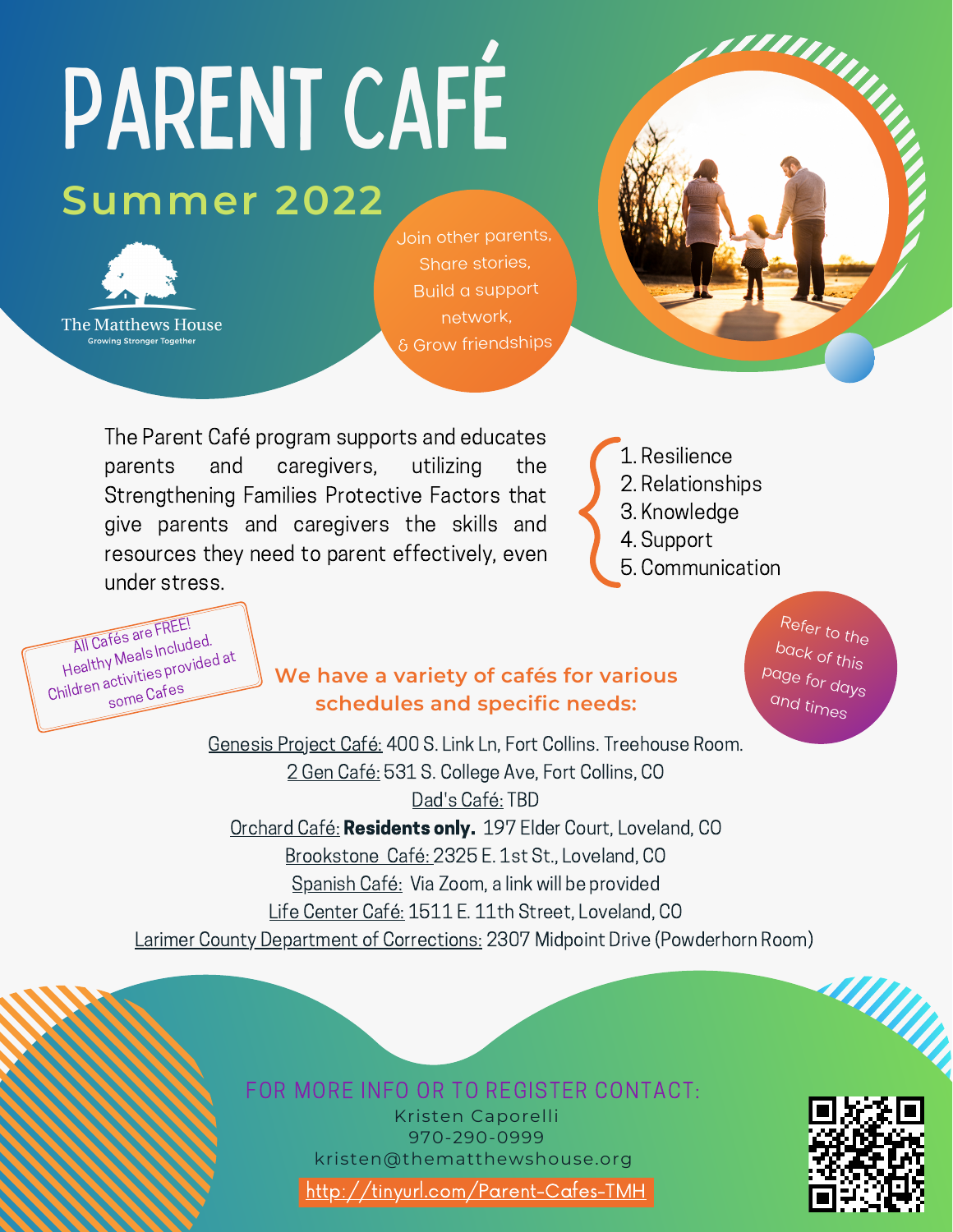# PARENT CAFÉ

## Summer 2022

The Matthews House
Growing Stronger Together

Join other parents,
Share stories,
Build a support network,
& Grow friendships

The Parent Café program supports and educates parents and caregivers, utilizing the Strengthening Families Protective Factors that give parents and caregivers the skills and resources they need to parent effectively, even under stress.

1. Resilience
2. Relationships
3. Knowledge
4. Support
5. Communication

All Cafés are FREE!
Healthy Meals Included.
Children activities provided at some Cafes

**We have a variety of cafés for various schedules and specific needs:**

Refer to the back of this page for days and times

Genesis Project Café: 400 S. Link Ln, Fort Collins. Treehouse Room.
2 Gen Café: 531 S. College Ave, Fort Collins, CO
Dad's Café: TBD
Orchard Café: **Residents only.** 197 Elder Court, Loveland, CO
Brookstone Café: 2325 E. 1st St., Loveland, CO
Spanish Café: Via Zoom, a link will be provided
Life Center Café: 1511 E. 11th Street, Loveland, CO
Larimer County Department of Corrections: 2307 Midpoint Drive (Powderhorn Room)

FOR MORE INFO OR TO REGISTER CONTACT:
Kristen Caporelli
970-290-0999
kristen@thematthewshouse.org
http://tinyurl.com/Parent-Cafes-TMH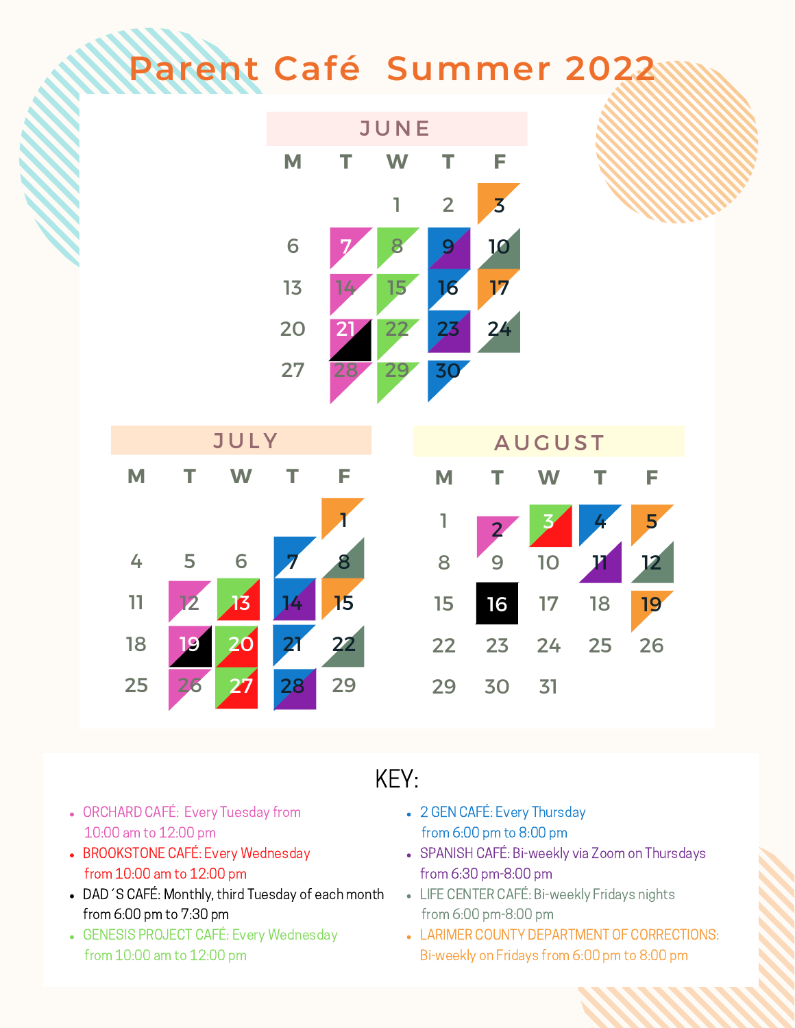# Parent Café Summer 2022

## JUNE

| M | T | W | T | F |
|---|---|---|---|---|
| | | 1 | 2 | 3 |
| 6 | 7 | 8 | 9 | 10 |
| 13 | 14 | 15 | 16 | 17 |
| 20 | 21 | 22 | 23 | 24 |
| 27 | 28 | 29 | 30 | |

## JULY

| M | T | W | T | F |
|---|---|---|---|---|
| | | | | 1 |
| 4 | 5 | 6 | 7 | 8 |
| 11 | 12 | 13 | 14 | 15 |
| 18 | 19 | 20 | 21 | 22 |
| 25 | 26 | 27 | 28 | 29 |

## AUGUST

| M | T | W | T | F |
|---|---|---|---|---|
| 1 | 2 | 3 | 4 | 5 |
| 8 | 9 | 10 | 11 | 12 |
| 15 | 16 | 17 | 18 | 19 |
| 22 | 23 | 24 | 25 | 26 |
| 29 | 30 | 31 | | |

## KEY:

- ORCHARD CAFÉ: Every Tuesday from 10:00 am to 12:00 pm
- BROOKSTONE CAFÉ: Every Wednesday from 10:00 am to 12:00 pm
- DAD´S CAFÉ: Monthly, third Tuesday of each month from 6:00 pm to 7:30 pm
- GENESIS PROJECT CAFÉ: Every Wednesday from 10:00 am to 12:00 pm
- 2 GEN CAFÉ: Every Thursday from 6:00 pm to 8:00 pm
- SPANISH CAFÉ: Bi-weekly via Zoom on Thursdays from 6:30 pm-8:00 pm
- LIFE CENTER CAFÉ: Bi-weekly Fridays nights from 6:00 pm-8:00 pm
- LARIMER COUNTY DEPARTMENT OF CORRECTIONS: Bi-weekly on Fridays from 6:00 pm to 8:00 pm